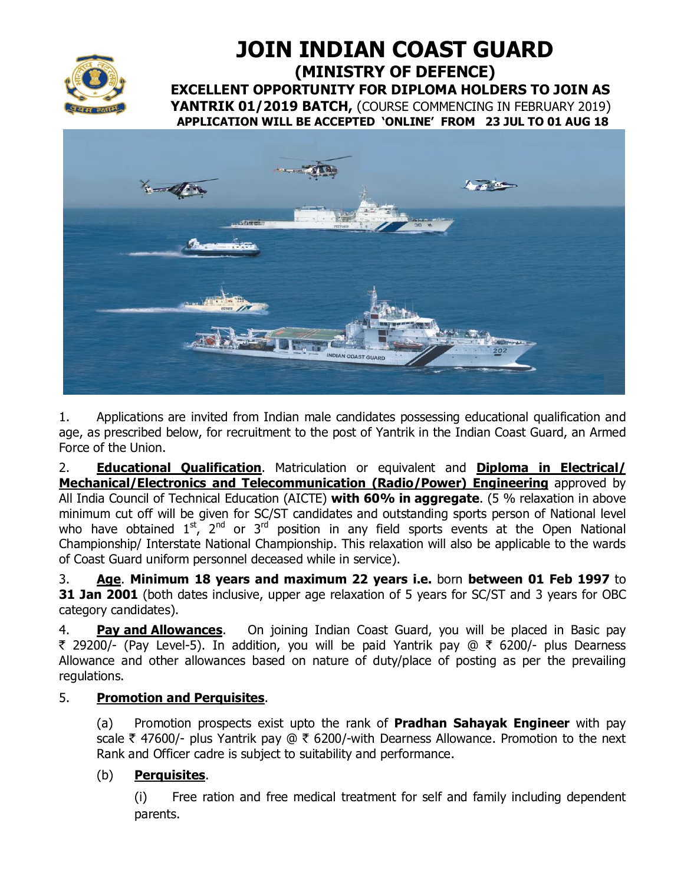# JOIN INDIAN COAST GUARD

## (MINISTRY OF DEFENCE)

### EXCELLENT OPPORTUNITY FOR DIPLOMA HOLDERS TO JOIN AS YANTRIK 01/2019 BATCH, (COURSE COMMENCING IN FEBRUARY 2019)

**APPLICATION WILL BE ACCEPTED 'ONLINE' FROM 23 JUL TO 01 AUG 18**

1. Applications are invited from Indian male candidates possessing educational qualification and age, as prescribed below, for recruitment to the post of Yantrik in the Indian Coast Guard, an Armed Force of the Union.

2. **Educational Qualification**. Matriculation or equivalent and **Diploma in Electrical/ Mechanical/Electronics and Telecommunication (Radio/Power) Engineering** approved by All India Council of Technical Education (AICTE) **with 60% in aggregate**. (5 % relaxation in above minimum cut off will be given for SC/ST candidates and outstanding sports person of National level who have obtained 1st, 2nd or 3rd position in any field sports events at the Open National Championship/ Interstate National Championship. This relaxation will also be applicable to the wards of Coast Guard uniform personnel deceased while in service).

3. **Age**. **Minimum 18 years and maximum 22 years i.e.** born **between 01 Feb 1997** to **31 Jan 2001** (both dates inclusive, upper age relaxation of 5 years for SC/ST and 3 years for OBC category candidates).

4. **Pay and Allowances**. On joining Indian Coast Guard, you will be placed in Basic pay ₹ 29200/- (Pay Level-5). In addition, you will be paid Yantrik pay @ ₹ 6200/- plus Dearness Allowance and other allowances based on nature of duty/place of posting as per the prevailing regulations.

5. **Promotion and Perquisites**.

   (a) Promotion prospects exist upto the rank of **Pradhan Sahayak Engineer** with pay scale ₹ 47600/- plus Yantrik pay @ ₹ 6200/-with Dearness Allowance. Promotion to the next Rank and Officer cadre is subject to suitability and performance.

   (b) **Perquisites**.

      (i) Free ration and free medical treatment for self and family including dependent parents.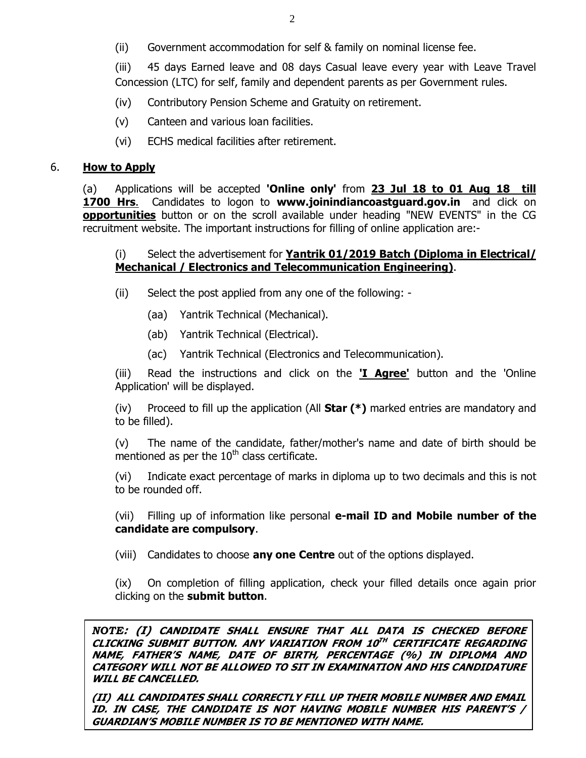(ii) Government accommodation for self & family on nominal license fee.

(iii) 45 days Earned leave and 08 days Casual leave every year with Leave Travel Concession (LTC) for self, family and dependent parents as per Government rules.

(iv) Contributory Pension Scheme and Gratuity on retirement.

(v) Canteen and various loan facilities.

(vi) ECHS medical facilities after retirement.

6. **<u>How to Apply</u>**

(a) Applications will be accepted **'Online only'** from **<u>23 Jul 18 to 01 Aug 18 till 1700 Hrs</u>**. Candidates to logon to **www.joinindiancoastguard.gov.in** and click on **<u>opportunities</u>** button or on the scroll available under heading "NEW EVENTS" in the CG recruitment website. The important instructions for filling of online application are:-

(i) Select the advertisement for **<u>Yantrik 01/2019 Batch (Diploma in Electrical/ Mechanical / Electronics and Telecommunication Engineering)</u>**.

(ii) Select the post applied from any one of the following: -

(aa) Yantrik Technical (Mechanical).

(ab) Yantrik Technical (Electrical).

(ac) Yantrik Technical (Electronics and Telecommunication).

(iii) Read the instructions and click on the **<u>'I Agree'</u>** button and the 'Online Application' will be displayed.

(iv) Proceed to fill up the application (All **Star (*)** marked entries are mandatory and to be filled).

(v) The name of the candidate, father/mother's name and date of birth should be mentioned as per the 10th class certificate.

(vi) Indicate exact percentage of marks in diploma up to two decimals and this is not to be rounded off.

(vii) Filling up of information like personal **e-mail ID and Mobile number of the candidate are compulsory**.

(viii) Candidates to choose **any one Centre** out of the options displayed.

(ix) On completion of filling application, check your filled details once again prior clicking on the **submit button**.

> ***NOTE: (I) CANDIDATE SHALL ENSURE THAT ALL DATA IS CHECKED BEFORE CLICKING SUBMIT BUTTON. ANY VARIATION FROM 10TH CERTIFICATE REGARDING NAME, FATHER'S NAME, DATE OF BIRTH, PERCENTAGE (%) IN DIPLOMA AND CATEGORY WILL NOT BE ALLOWED TO SIT IN EXAMINATION AND HIS CANDIDATURE WILL BE CANCELLED.***
>
> ***(II) ALL CANDIDATES SHALL CORRECTLY FILL UP THEIR MOBILE NUMBER AND EMAIL ID. IN CASE, THE CANDIDATE IS NOT HAVING MOBILE NUMBER HIS PARENT'S / GUARDIAN'S MOBILE NUMBER IS TO BE MENTIONED WITH NAME.***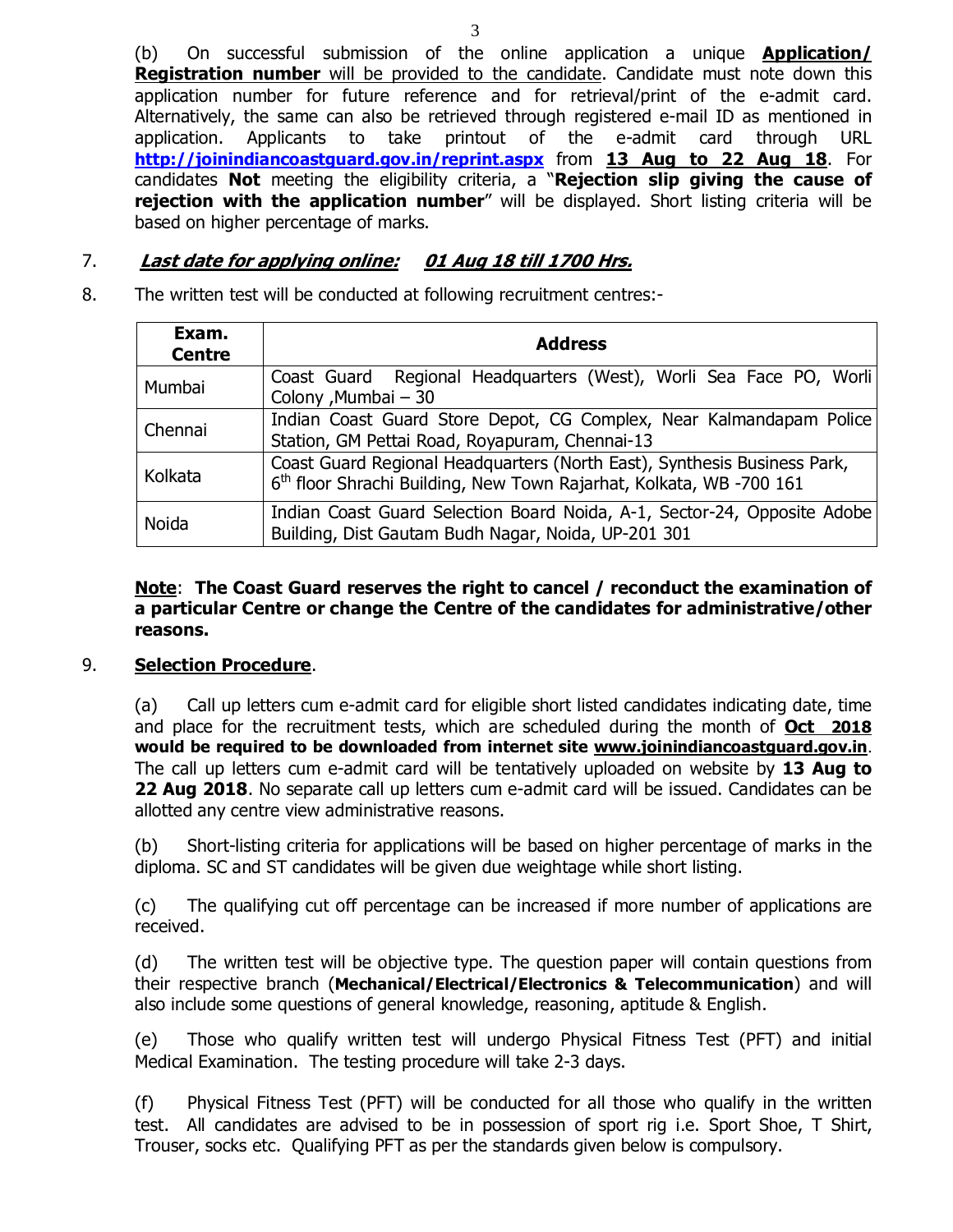(b) On successful submission of the online application a unique **Application/ Registration number** will be provided to the candidate. Candidate must note down this application number for future reference and for retrieval/print of the e-admit card. Alternatively, the same can also be retrieved through registered e-mail ID as mentioned in application. Applicants to take printout of the e-admit card through URL **http://joinindiancoastguard.gov.in/reprint.aspx** from **13 Aug to 22 Aug 18**. For candidates **Not** meeting the eligibility criteria, a "**Rejection slip giving the cause of rejection with the application number**" will be displayed. Short listing criteria will be based on higher percentage of marks.

7. ***Last date for applying online:*** ***01 Aug 18 till 1700 Hrs.***

8. The written test will be conducted at following recruitment centres:-

| Exam. Centre | Address |
|---|---|
| Mumbai | Coast Guard Regional Headquarters (West), Worli Sea Face PO, Worli Colony ,Mumbai – 30 |
| Chennai | Indian Coast Guard Store Depot, CG Complex, Near Kalmandapam Police Station, GM Pettai Road, Royapuram, Chennai-13 |
| Kolkata | Coast Guard Regional Headquarters (North East), Synthesis Business Park, 6th floor Shrachi Building, New Town Rajarhat, Kolkata, WB -700 161 |
| Noida | Indian Coast Guard Selection Board Noida, A-1, Sector-24, Opposite Adobe Building, Dist Gautam Budh Nagar, Noida, UP-201 301 |

**Note**: **The Coast Guard reserves the right to cancel / reconduct the examination of a particular Centre or change the Centre of the candidates for administrative/other reasons.**

9. **Selection Procedure**.

(a) Call up letters cum e-admit card for eligible short listed candidates indicating date, time and place for the recruitment tests, which are scheduled during the month of **Oct 2018 would be required to be downloaded from internet site www.joinindiancoastguard.gov.in**. The call up letters cum e-admit card will be tentatively uploaded on website by **13 Aug to 22 Aug 2018**. No separate call up letters cum e-admit card will be issued. Candidates can be allotted any centre view administrative reasons.

(b) Short-listing criteria for applications will be based on higher percentage of marks in the diploma. SC and ST candidates will be given due weightage while short listing.

(c) The qualifying cut off percentage can be increased if more number of applications are received.

(d) The written test will be objective type. The question paper will contain questions from their respective branch (**Mechanical/Electrical/Electronics & Telecommunication**) and will also include some questions of general knowledge, reasoning, aptitude & English.

(e) Those who qualify written test will undergo Physical Fitness Test (PFT) and initial Medical Examination. The testing procedure will take 2-3 days.

(f) Physical Fitness Test (PFT) will be conducted for all those who qualify in the written test. All candidates are advised to be in possession of sport rig i.e. Sport Shoe, T Shirt, Trouser, socks etc. Qualifying PFT as per the standards given below is compulsory.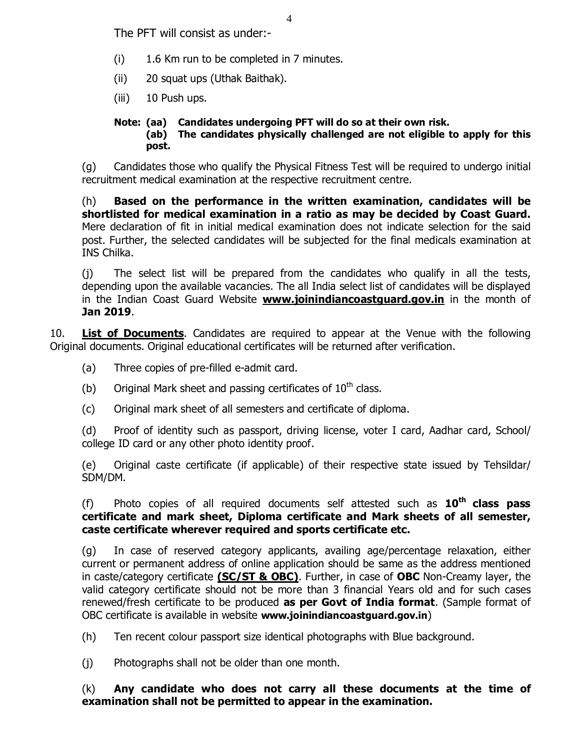The PFT will consist as under:-

(i) 1.6 Km run to be completed in 7 minutes.

(ii) 20 squat ups (Uthak Baithak).

(iii) 10 Push ups.

**Note: (aa) Candidates undergoing PFT will do so at their own risk.**
**(ab) The candidates physically challenged are not eligible to apply for this post.**

(g) Candidates those who qualify the Physical Fitness Test will be required to undergo initial recruitment medical examination at the respective recruitment centre.

(h) **Based on the performance in the written examination, candidates will be shortlisted for medical examination in a ratio as may be decided by Coast Guard.** Mere declaration of fit in initial medical examination does not indicate selection for the said post. Further, the selected candidates will be subjected for the final medicals examination at INS Chilka.

(j) The select list will be prepared from the candidates who qualify in all the tests, depending upon the available vacancies. The all India select list of candidates will be displayed in the Indian Coast Guard Website **www.joinindiancoastguard.gov.in** in the month of **Jan 2019**.

10. **List of Documents**. Candidates are required to appear at the Venue with the following Original documents. Original educational certificates will be returned after verification.

(a) Three copies of pre-filled e-admit card.

(b) Original Mark sheet and passing certificates of 10th class.

(c) Original mark sheet of all semesters and certificate of diploma.

(d) Proof of identity such as passport, driving license, voter I card, Aadhar card, School/ college ID card or any other photo identity proof.

(e) Original caste certificate (if applicable) of their respective state issued by Tehsildar/ SDM/DM.

(f) Photo copies of all required documents self attested such as **10th class pass certificate and mark sheet, Diploma certificate and Mark sheets of all semester, caste certificate wherever required and sports certificate etc.**

(g) In case of reserved category applicants, availing age/percentage relaxation, either current or permanent address of online application should be same as the address mentioned in caste/category certificate **(SC/ST & OBC)**. Further, in case of **OBC** Non-Creamy layer, the valid category certificate should not be more than 3 financial Years old and for such cases renewed/fresh certificate to be produced **as per Govt of India format**. (Sample format of OBC certificate is available in website **www.joinindiancoastguard.gov.in**)

(h) Ten recent colour passport size identical photographs with Blue background.

(j) Photographs shall not be older than one month.

(k) **Any candidate who does not carry all these documents at the time of examination shall not be permitted to appear in the examination.**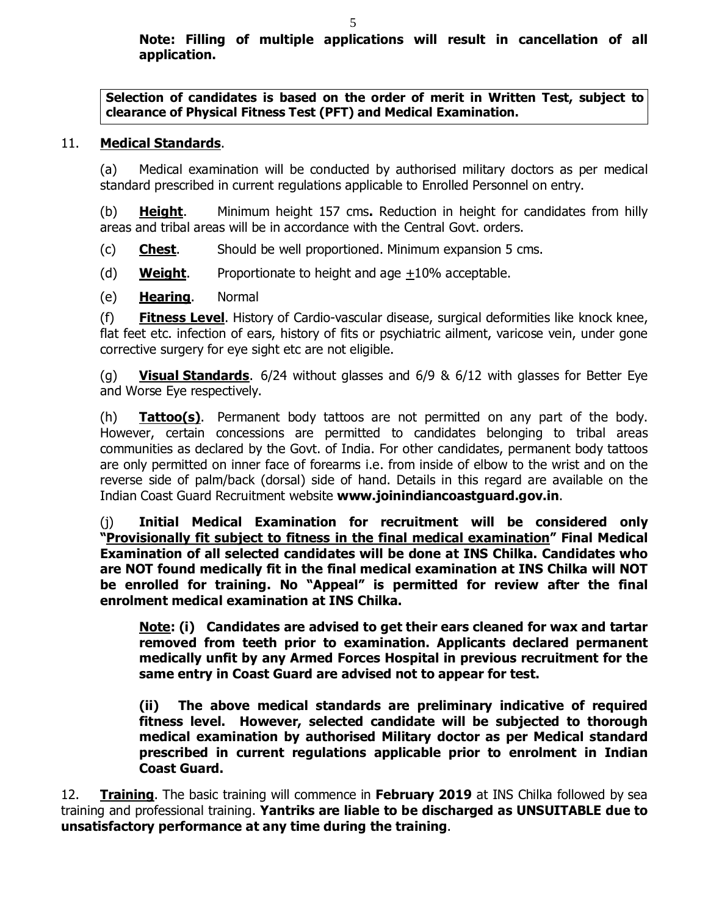**Note: Filling of multiple applications will result in cancellation of all application.**

**Selection of candidates is based on the order of merit in Written Test, subject to clearance of Physical Fitness Test (PFT) and Medical Examination.**

11. **Medical Standards**.

(a) Medical examination will be conducted by authorised military doctors as per medical standard prescribed in current regulations applicable to Enrolled Personnel on entry.

(b) **Height**. Minimum height 157 cms**.** Reduction in height for candidates from hilly areas and tribal areas will be in accordance with the Central Govt. orders.

(c) **Chest**. Should be well proportioned. Minimum expansion 5 cms.

(d) **Weight**. Proportionate to height and age $\pm$10% acceptable.

(e) **Hearing**. Normal

(f) **Fitness Level**. History of Cardio-vascular disease, surgical deformities like knock knee, flat feet etc. infection of ears, history of fits or psychiatric ailment, varicose vein, under gone corrective surgery for eye sight etc are not eligible.

(g) **Visual Standards**. 6/24 without glasses and 6/9 & 6/12 with glasses for Better Eye and Worse Eye respectively.

(h) **Tattoo(s)**. Permanent body tattoos are not permitted on any part of the body. However, certain concessions are permitted to candidates belonging to tribal areas communities as declared by the Govt. of India. For other candidates, permanent body tattoos are only permitted on inner face of forearms i.e. from inside of elbow to the wrist and on the reverse side of palm/back (dorsal) side of hand. Details in this regard are available on the Indian Coast Guard Recruitment website **www.joinindiancoastguard.gov.in**.

(j) **Initial Medical Examination for recruitment will be considered only "Provisionally fit subject to fitness in the final medical examination" Final Medical Examination of all selected candidates will be done at INS Chilka. Candidates who are NOT found medically fit in the final medical examination at INS Chilka will NOT be enrolled for training. No "Appeal" is permitted for review after the final enrolment medical examination at INS Chilka.**

**Note: (i) Candidates are advised to get their ears cleaned for wax and tartar removed from teeth prior to examination. Applicants declared permanent medically unfit by any Armed Forces Hospital in previous recruitment for the same entry in Coast Guard are advised not to appear for test.**

**(ii) The above medical standards are preliminary indicative of required fitness level. However, selected candidate will be subjected to thorough medical examination by authorised Military doctor as per Medical standard prescribed in current regulations applicable prior to enrolment in Indian Coast Guard.**

12. **Training**. The basic training will commence in **February 2019** at INS Chilka followed by sea training and professional training. **Yantriks are liable to be discharged as UNSUITABLE due to unsatisfactory performance at any time during the training**.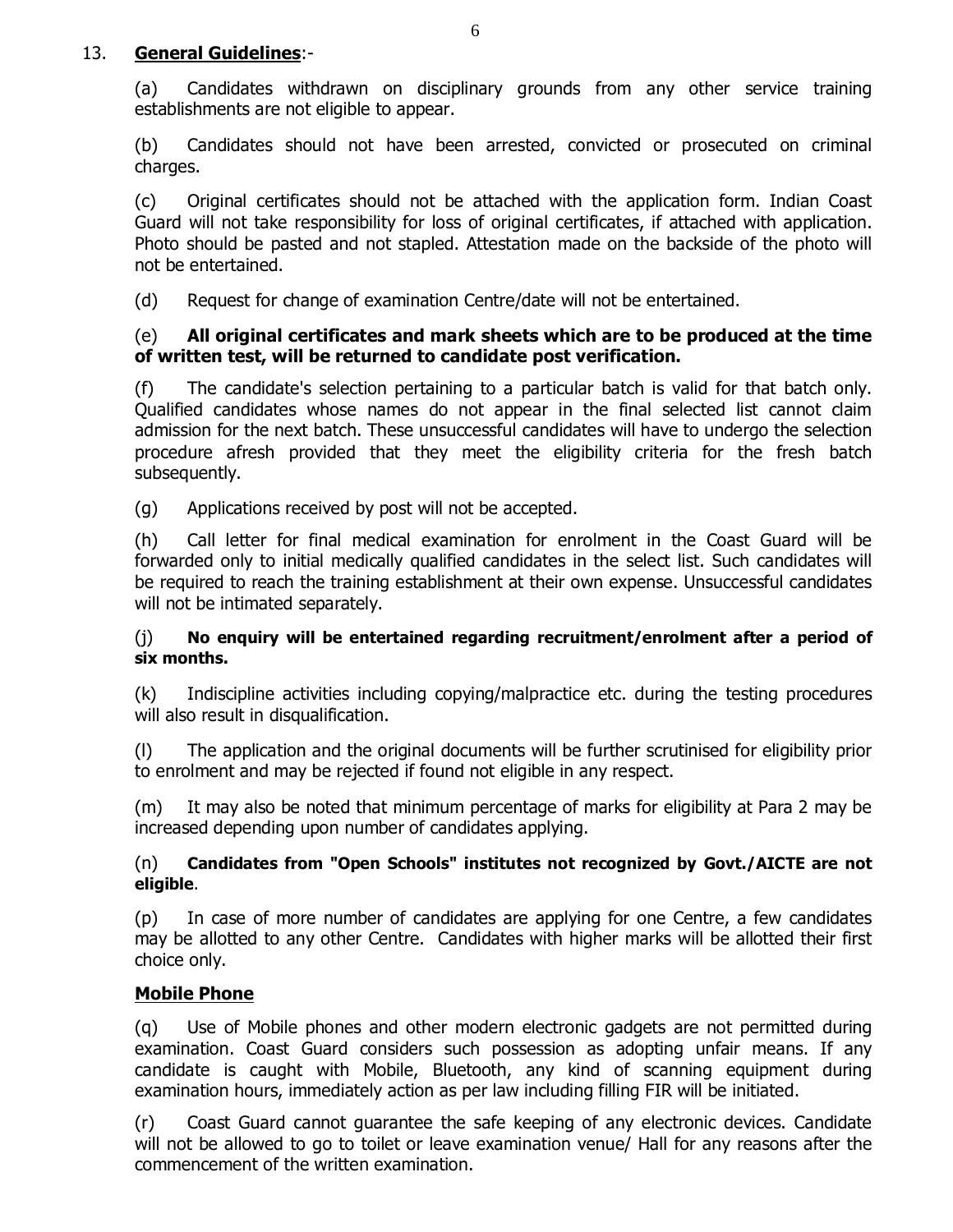13. **General Guidelines**:-

(a) Candidates withdrawn on disciplinary grounds from any other service training establishments are not eligible to appear.

(b) Candidates should not have been arrested, convicted or prosecuted on criminal charges.

(c) Original certificates should not be attached with the application form. Indian Coast Guard will not take responsibility for loss of original certificates, if attached with application. Photo should be pasted and not stapled. Attestation made on the backside of the photo will not be entertained.

(d) Request for change of examination Centre/date will not be entertained.

(e) **All original certificates and mark sheets which are to be produced at the time of written test, will be returned to candidate post verification.**

(f) The candidate's selection pertaining to a particular batch is valid for that batch only. Qualified candidates whose names do not appear in the final selected list cannot claim admission for the next batch. These unsuccessful candidates will have to undergo the selection procedure afresh provided that they meet the eligibility criteria for the fresh batch subsequently.

(g) Applications received by post will not be accepted.

(h) Call letter for final medical examination for enrolment in the Coast Guard will be forwarded only to initial medically qualified candidates in the select list. Such candidates will be required to reach the training establishment at their own expense. Unsuccessful candidates will not be intimated separately.

(j) **No enquiry will be entertained regarding recruitment/enrolment after a period of six months.**

(k) Indiscipline activities including copying/malpractice etc. during the testing procedures will also result in disqualification.

(l) The application and the original documents will be further scrutinised for eligibility prior to enrolment and may be rejected if found not eligible in any respect.

(m) It may also be noted that minimum percentage of marks for eligibility at Para 2 may be increased depending upon number of candidates applying.

(n) **Candidates from "Open Schools" institutes not recognized by Govt./AICTE are not eligible**.

(p) In case of more number of candidates are applying for one Centre, a few candidates may be allotted to any other Centre. Candidates with higher marks will be allotted their first choice only.

**Mobile Phone**

(q) Use of Mobile phones and other modern electronic gadgets are not permitted during examination. Coast Guard considers such possession as adopting unfair means. If any candidate is caught with Mobile, Bluetooth, any kind of scanning equipment during examination hours, immediately action as per law including filling FIR will be initiated.

(r) Coast Guard cannot guarantee the safe keeping of any electronic devices. Candidate will not be allowed to go to toilet or leave examination venue/ Hall for any reasons after the commencement of the written examination.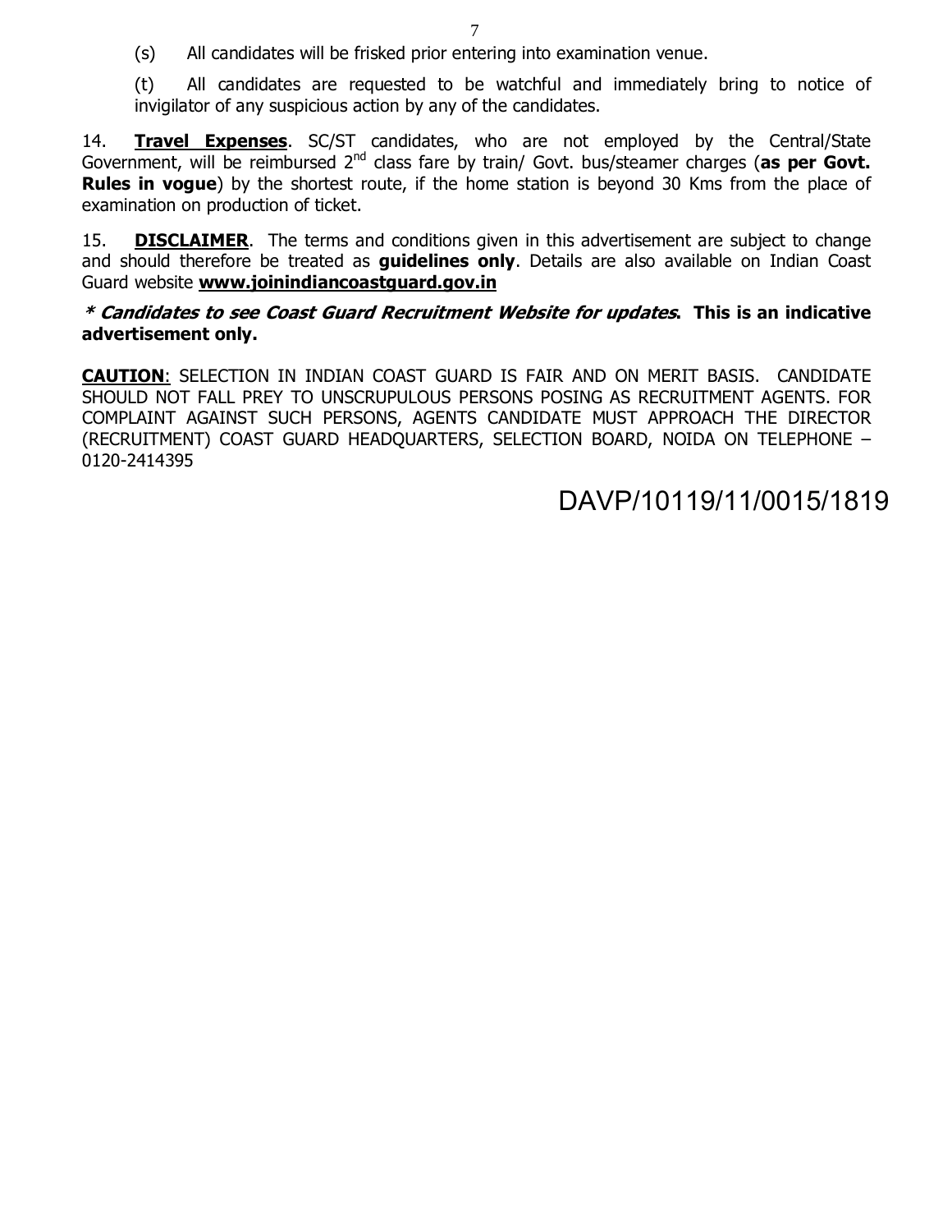(s) All candidates will be frisked prior entering into examination venue.

(t) All candidates are requested to be watchful and immediately bring to notice of invigilator of any suspicious action by any of the candidates.

14. **Travel Expenses**. SC/ST candidates, who are not employed by the Central/State Government, will be reimbursed 2nd class fare by train/ Govt. bus/steamer charges (**as per Govt. Rules in vogue**) by the shortest route, if the home station is beyond 30 Kms from the place of examination on production of ticket.

15. **DISCLAIMER**. The terms and conditions given in this advertisement are subject to change and should therefore be treated as **guidelines only**. Details are also available on Indian Coast Guard website **www.joinindiancoastguard.gov.in**

***\* Candidates to see Coast Guard Recruitment Website for updates*. This is an indicative advertisement only.**

**CAUTION**: SELECTION IN INDIAN COAST GUARD IS FAIR AND ON MERIT BASIS. CANDIDATE SHOULD NOT FALL PREY TO UNSCRUPULOUS PERSONS POSING AS RECRUITMENT AGENTS. FOR COMPLAINT AGAINST SUCH PERSONS, AGENTS CANDIDATE MUST APPROACH THE DIRECTOR (RECRUITMENT) COAST GUARD HEADQUARTERS, SELECTION BOARD, NOIDA ON TELEPHONE – 0120-2414395

DAVP/10119/11/0015/1819